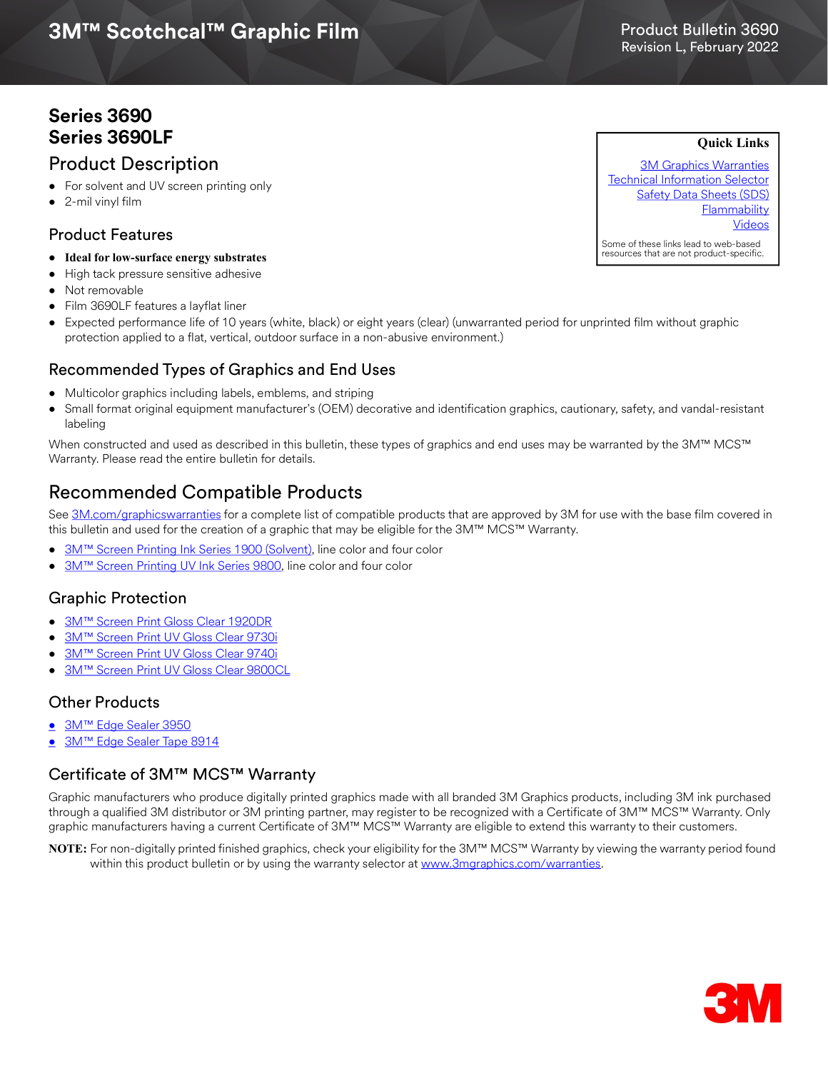# 3M™ Scotchcal™ Graphic Film

Product Bulletin 3690
Revision L, February 2022

## Series 3690
## Series 3690LF

## Product Description

- For solvent and UV screen printing only
- 2-mil vinyl film

**Quick Links**

[3M Graphics Warranties]
[Technical Information Selector]
[Safety Data Sheets (SDS)]
[Flammability]
[Videos]

Some of these links lead to web-based resources that are not product-specific.

### Product Features

- **Ideal for low-surface energy substrates**
- High tack pressure sensitive adhesive
- Not removable
- Film 3690LF features a layflat liner
- Expected performance life of 10 years (white, black) or eight years (clear) (unwarranted period for unprinted film without graphic protection applied to a flat, vertical, outdoor surface in a non-abusive environment.)

### Recommended Types of Graphics and End Uses

- Multicolor graphics including labels, emblems, and striping
- Small format original equipment manufacturer's (OEM) decorative and identification graphics, cautionary, safety, and vandal-resistant labeling

When constructed and used as described in this bulletin, these types of graphics and end uses may be warranted by the 3M™ MCS™ Warranty. Please read the entire bulletin for details.

## Recommended Compatible Products

See 3M.com/graphicswarranties for a complete list of compatible products that are approved by 3M for use with the base film covered in this bulletin and used for the creation of a graphic that may be eligible for the 3M™ MCS™ Warranty.

- 3M™ Screen Printing Ink Series 1900 (Solvent), line color and four color
- 3M™ Screen Printing UV Ink Series 9800, line color and four color

### Graphic Protection

- 3M™ Screen Print Gloss Clear 1920DR
- 3M™ Screen Print UV Gloss Clear 9730i
- 3M™ Screen Print UV Gloss Clear 9740i
- 3M™ Screen Print UV Gloss Clear 9800CL

### Other Products

- 3M™ Edge Sealer 3950
- 3M™ Edge Sealer Tape 8914

### Certificate of 3M™ MCS™ Warranty

Graphic manufacturers who produce digitally printed graphics made with all branded 3M Graphics products, including 3M ink purchased through a qualified 3M distributor or 3M printing partner, may register to be recognized with a Certificate of 3M™ MCS™ Warranty. Only graphic manufacturers having a current Certificate of 3M™ MCS™ Warranty are eligible to extend this warranty to their customers.

**NOTE:** For non-digitally printed finished graphics, check your eligibility for the 3M™ MCS™ Warranty by viewing the warranty period found within this product bulletin or by using the warranty selector at www.3mgraphics.com/warranties.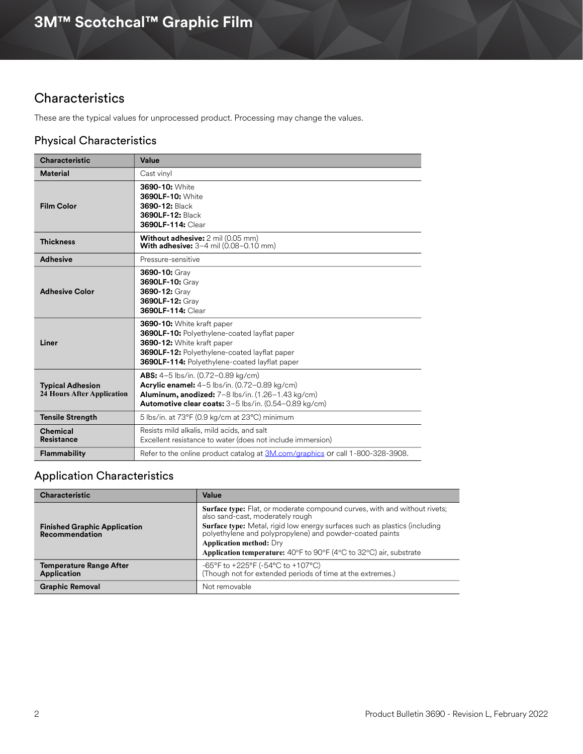## Characteristics

These are the typical values for unprocessed product. Processing may change the values.

### Physical Characteristics

| Characteristic | Value |
| --- | --- |
| **Material** | Cast vinyl |
| **Film Color** | **3690-10:** White<br>**3690LF-10:** White<br>**3690-12:** Black<br>**3690LF-12:** Black<br>**3690LF-114:** Clear |
| **Thickness** | **Without adhesive:** 2 mil (0.05 mm)<br>**With adhesive:** 3–4 mil (0.08–0.10 mm) |
| **Adhesive** | Pressure-sensitive |
| **Adhesive Color** | **3690-10:** Gray<br>**3690LF-10:** Gray<br>**3690-12:** Gray<br>**3690LF-12:** Gray<br>**3690LF-114:** Clear |
| **Liner** | **3690-10:** White kraft paper<br>**3690LF-10:** Polyethylene-coated layflat paper<br>**3690-12:** White kraft paper<br>**3690LF-12:** Polyethylene-coated layflat paper<br>**3690LF-114:** Polyethylene-coated layflat paper |
| **Typical Adhesion 24 Hours After Application** | **ABS:** 4–5 lbs/in. (0.72–0.89 kg/cm)<br>**Acrylic enamel:** 4–5 lbs/in. (0.72–0.89 kg/cm)<br>**Aluminum, anodized:** 7–8 lbs/in. (1.26–1.43 kg/cm)<br>**Automotive clear coats:** 3–5 lbs/in. (0.54–0.89 kg/cm) |
| **Tensile Strength** | 5 lbs/in. at 73°F (0.9 kg/cm at 23°C) minimum |
| **Chemical Resistance** | Resists mild alkalis, mild acids, and salt<br>Excellent resistance to water (does not include immersion) |
| **Flammability** | Refer to the online product catalog at 3M.com/graphics or call 1-800-328-3908. |

### Application Characteristics

| Characteristic | Value |
| --- | --- |
| **Finished Graphic Application Recommendation** | **Surface type:** Flat, or moderate compound curves, with and without rivets; also sand-cast, moderately rough<br>**Surface type:** Metal, rigid low energy surfaces such as plastics (including polyethylene and polypropylene) and powder-coated paints<br>**Application method:** Dry<br>**Application temperature:** 40°F to 90°F (4°C to 32°C) air, substrate |
| **Temperature Range After Application** | -65°F to +225°F (-54°C to +107°C)<br>(Though not for extended periods of time at the extremes.) |
| **Graphic Removal** | Not removable |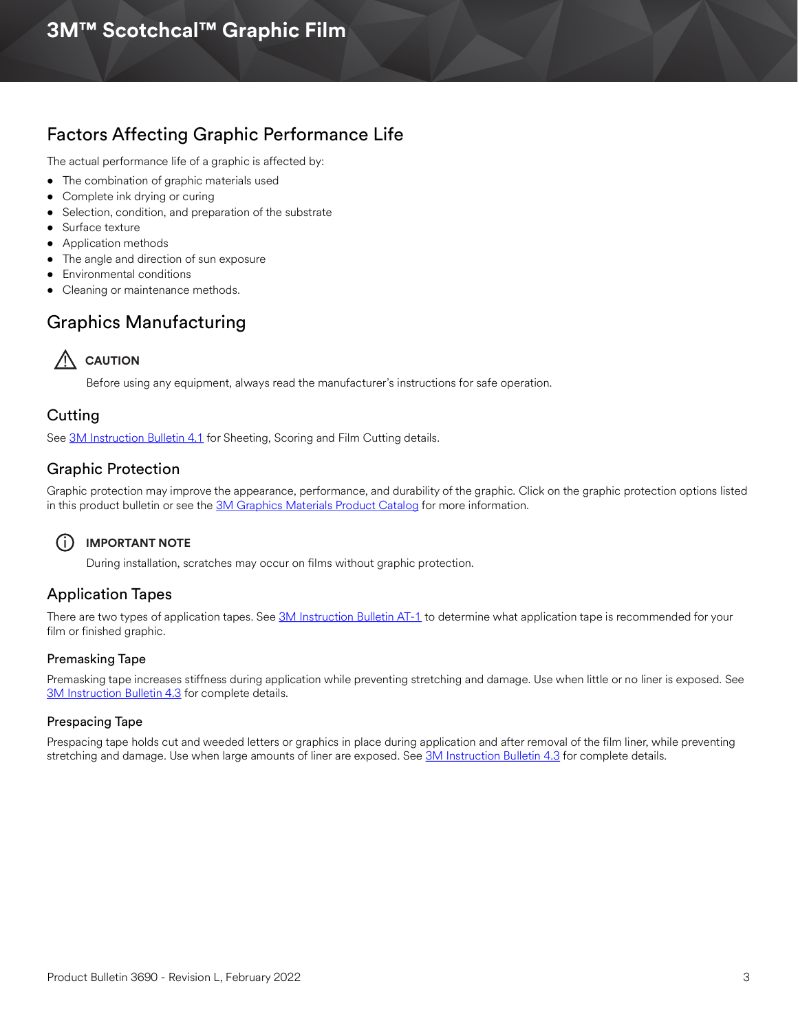## Factors Affecting Graphic Performance Life

The actual performance life of a graphic is affected by:

- The combination of graphic materials used
- Complete ink drying or curing
- Selection, condition, and preparation of the substrate
- Surface texture
- Application methods
- The angle and direction of sun exposure
- Environmental conditions
- Cleaning or maintenance methods.

## Graphics Manufacturing

**CAUTION**

Before using any equipment, always read the manufacturer's instructions for safe operation.

### Cutting

See 3M Instruction Bulletin 4.1 for Sheeting, Scoring and Film Cutting details.

### Graphic Protection

Graphic protection may improve the appearance, performance, and durability of the graphic. Click on the graphic protection options listed in this product bulletin or see the 3M Graphics Materials Product Catalog for more information.

**IMPORTANT NOTE**

During installation, scratches may occur on films without graphic protection.

### Application Tapes

There are two types of application tapes. See 3M Instruction Bulletin AT-1 to determine what application tape is recommended for your film or finished graphic.

#### Premasking Tape

Premasking tape increases stiffness during application while preventing stretching and damage. Use when little or no liner is exposed. See 3M Instruction Bulletin 4.3 for complete details.

#### Prespacing Tape

Prespacing tape holds cut and weeded letters or graphics in place during application and after removal of the film liner, while preventing stretching and damage. Use when large amounts of liner are exposed. See 3M Instruction Bulletin 4.3 for complete details.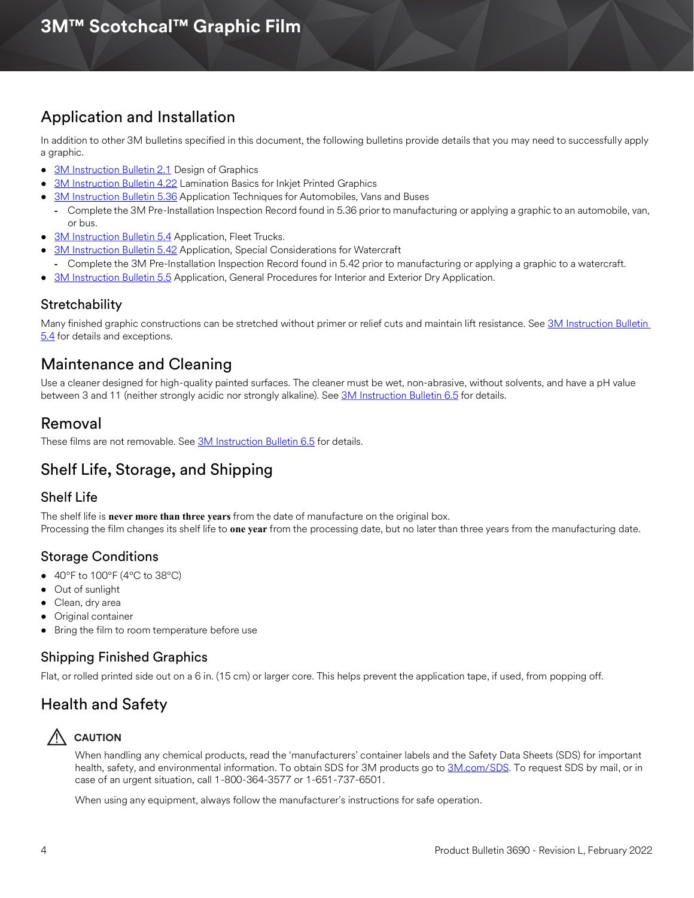## Application and Installation

In addition to other 3M bulletins specified in this document, the following bulletins provide details that you may need to successfully apply a graphic.

- 3M Instruction Bulletin 2.1 Design of Graphics
- 3M Instruction Bulletin 4.22 Lamination Basics for Inkjet Printed Graphics
- 3M Instruction Bulletin 5.36 Application Techniques for Automobiles, Vans and Buses
  - Complete the 3M Pre-Installation Inspection Record found in 5.36 prior to manufacturing or applying a graphic to an automobile, van, or bus.
- 3M Instruction Bulletin 5.4 Application, Fleet Trucks.
- 3M Instruction Bulletin 5.42 Application, Special Considerations for Watercraft
  - Complete the 3M Pre-Installation Inspection Record found in 5.42 prior to manufacturing or applying a graphic to a watercraft.
- 3M Instruction Bulletin 5.5 Application, General Procedures for Interior and Exterior Dry Application.

### Stretchability

Many finished graphic constructions can be stretched without primer or relief cuts and maintain lift resistance. See 3M Instruction Bulletin 5.4 for details and exceptions.

## Maintenance and Cleaning

Use a cleaner designed for high-quality painted surfaces. The cleaner must be wet, non-abrasive, without solvents, and have a pH value between 3 and 11 (neither strongly acidic nor strongly alkaline). See 3M Instruction Bulletin 6.5 for details.

## Removal

These films are not removable. See 3M Instruction Bulletin 6.5 for details.

## Shelf Life, Storage, and Shipping

### Shelf Life

The shelf life is **never more than three years** from the date of manufacture on the original box.
Processing the film changes its shelf life to **one year** from the processing date, but no later than three years from the manufacturing date.

### Storage Conditions

- 40°F to 100°F (4°C to 38°C)
- Out of sunlight
- Clean, dry area
- Original container
- Bring the film to room temperature before use

### Shipping Finished Graphics

Flat, or rolled printed side out on a 6 in. (15 cm) or larger core. This helps prevent the application tape, if used, from popping off.

## Health and Safety

⚠ **CAUTION**

When handling any chemical products, read the 'manufacturers' container labels and the Safety Data Sheets (SDS) for important health, safety, and environmental information. To obtain SDS for 3M products go to 3M.com/SDS. To request SDS by mail, or in case of an urgent situation, call 1-800-364-3577 or 1-651-737-6501.

When using any equipment, always follow the manufacturer's instructions for safe operation.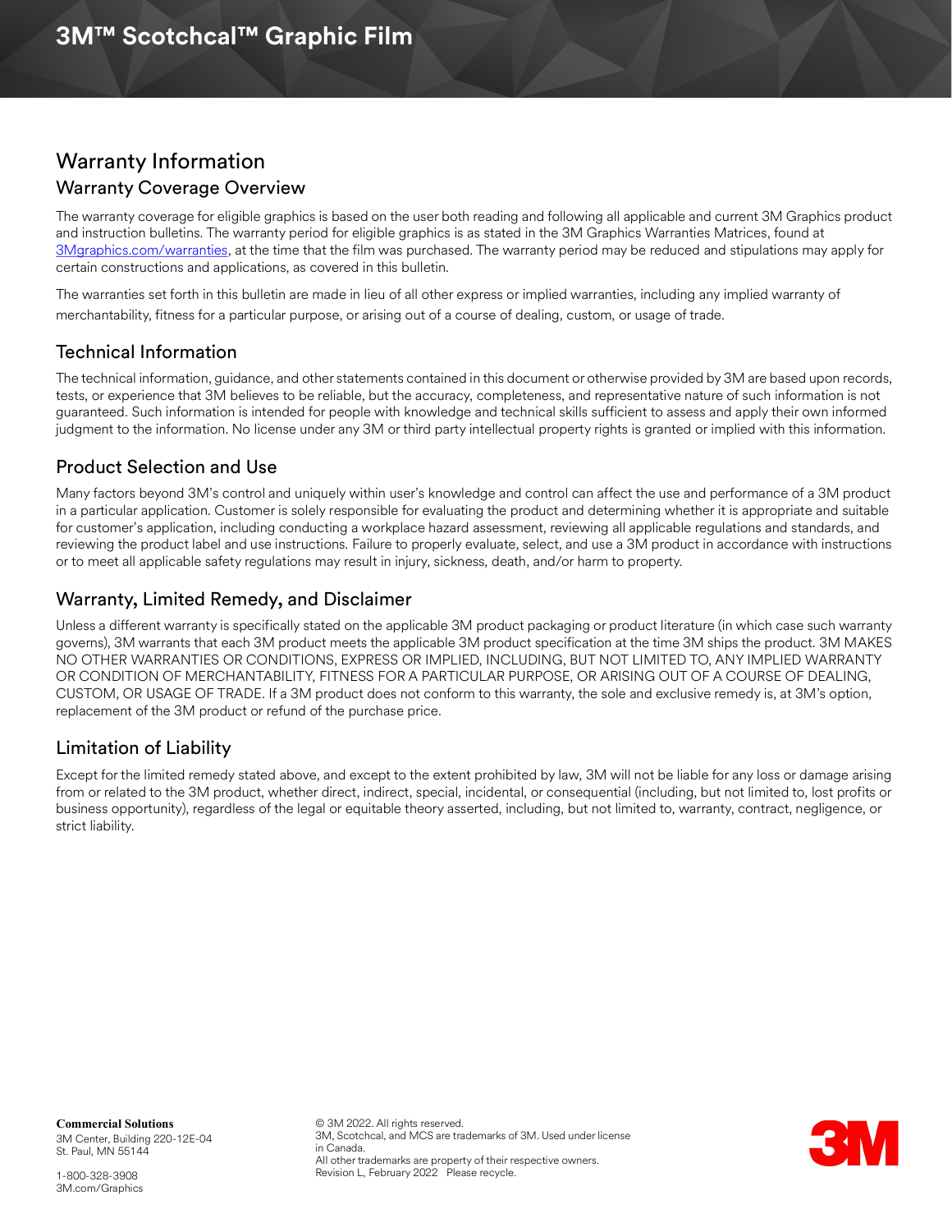## Warranty Information

### Warranty Coverage Overview

The warranty coverage for eligible graphics is based on the user both reading and following all applicable and current 3M Graphics product and instruction bulletins. The warranty period for eligible graphics is as stated in the 3M Graphics Warranties Matrices, found at 3Mgraphics.com/warranties, at the time that the film was purchased. The warranty period may be reduced and stipulations may apply for certain constructions and applications, as covered in this bulletin.

The warranties set forth in this bulletin are made in lieu of all other express or implied warranties, including any implied warranty of merchantability, fitness for a particular purpose, or arising out of a course of dealing, custom, or usage of trade.

### Technical Information

The technical information, guidance, and other statements contained in this document or otherwise provided by 3M are based upon records, tests, or experience that 3M believes to be reliable, but the accuracy, completeness, and representative nature of such information is not guaranteed. Such information is intended for people with knowledge and technical skills sufficient to assess and apply their own informed judgment to the information. No license under any 3M or third party intellectual property rights is granted or implied with this information.

### Product Selection and Use

Many factors beyond 3M's control and uniquely within user's knowledge and control can affect the use and performance of a 3M product in a particular application. Customer is solely responsible for evaluating the product and determining whether it is appropriate and suitable for customer's application, including conducting a workplace hazard assessment, reviewing all applicable regulations and standards, and reviewing the product label and use instructions. Failure to properly evaluate, select, and use a 3M product in accordance with instructions or to meet all applicable safety regulations may result in injury, sickness, death, and/or harm to property.

### Warranty, Limited Remedy, and Disclaimer

Unless a different warranty is specifically stated on the applicable 3M product packaging or product literature (in which case such warranty governs), 3M warrants that each 3M product meets the applicable 3M product specification at the time 3M ships the product. 3M MAKES NO OTHER WARRANTIES OR CONDITIONS, EXPRESS OR IMPLIED, INCLUDING, BUT NOT LIMITED TO, ANY IMPLIED WARRANTY OR CONDITION OF MERCHANTABILITY, FITNESS FOR A PARTICULAR PURPOSE, OR ARISING OUT OF A COURSE OF DEALING, CUSTOM, OR USAGE OF TRADE. If a 3M product does not conform to this warranty, the sole and exclusive remedy is, at 3M's option, replacement of the 3M product or refund of the purchase price.

### Limitation of Liability

Except for the limited remedy stated above, and except to the extent prohibited by law, 3M will not be liable for any loss or damage arising from or related to the 3M product, whether direct, indirect, special, incidental, or consequential (including, but not limited to, lost profits or business opportunity), regardless of the legal or equitable theory asserted, including, but not limited to, warranty, contract, negligence, or strict liability.

**Commercial Solutions**
3M Center, Building 220-12E-04
St. Paul, MN 55144

1-800-328-3908
3M.com/Graphics

© 3M 2022. All rights reserved.
3M, Scotchcal, and MCS are trademarks of 3M. Used under license in Canada.
All other trademarks are property of their respective owners.
Revision L, February 2022 Please recycle.